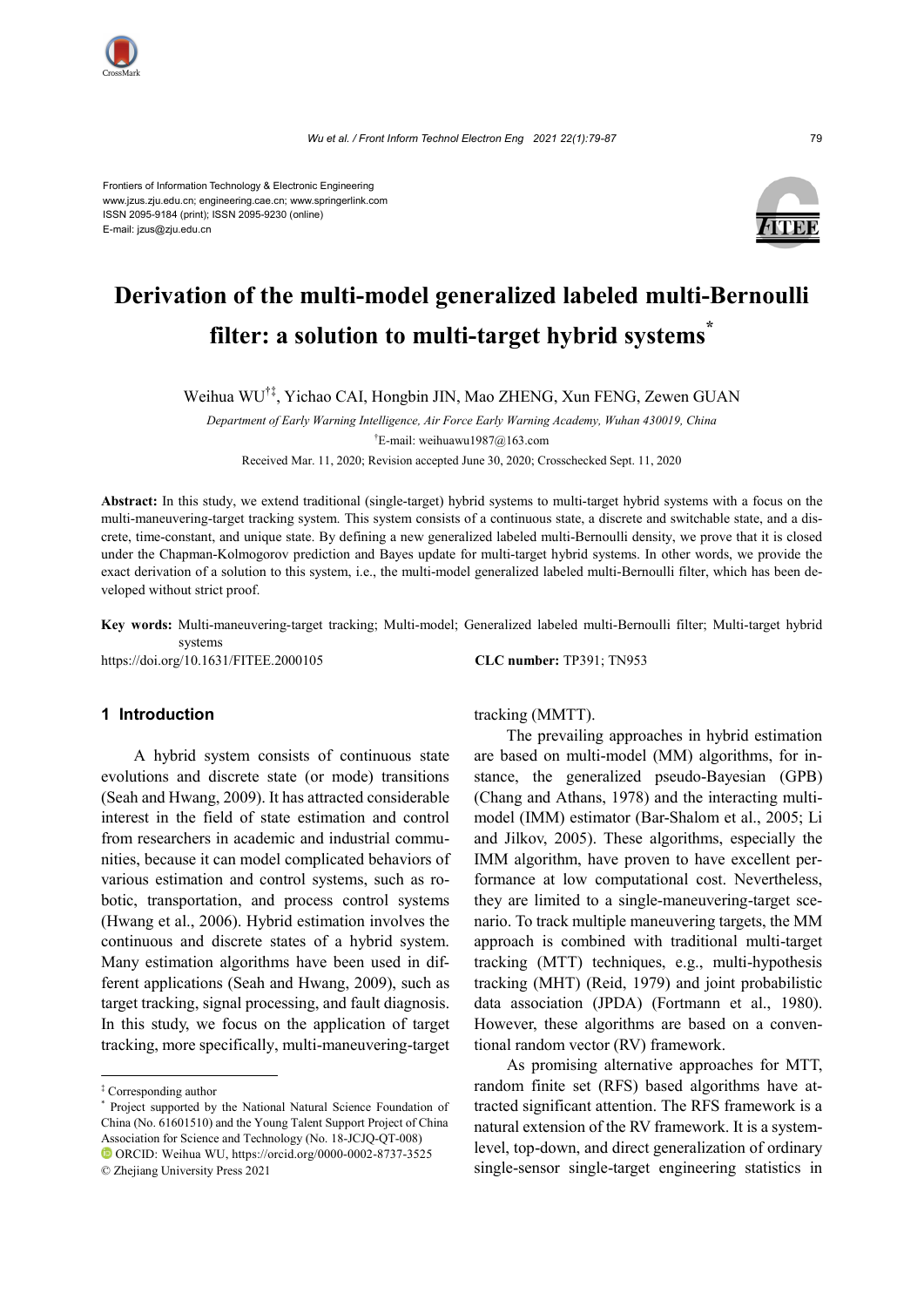Frontiers of Information Technology & Electronic Engineering
www.jzus.zju.edu.cn; engineering.cae.cn; www.springerlink.com
ISSN 2095-9184 (print); ISSN 2095-9230 (online)
E-mail: jzus@zju.edu.cn

# Derivation of the multi-model generalized labeled multi-Bernoulli filter: a solution to multi-target hybrid systems*

Weihua WU[†‡], Yichao CAI, Hongbin JIN, Mao ZHENG, Xun FENG, Zewen GUAN

*Department of Early Warning Intelligence, Air Force Early Warning Academy, Wuhan 430019, China*

[†]E-mail: weihuawu1987@163.com

Received Mar. 11, 2020; Revision accepted June 30, 2020; Crosschecked Sept. 11, 2020

**Abstract:** In this study, we extend traditional (single-target) hybrid systems to multi-target hybrid systems with a focus on the multi-maneuvering-target tracking system. This system consists of a continuous state, a discrete and switchable state, and a discrete, time-constant, and unique state. By defining a new generalized labeled multi-Bernoulli density, we prove that it is closed under the Chapman-Kolmogorov prediction and Bayes update for multi-target hybrid systems. In other words, we provide the exact derivation of a solution to this system, i.e., the multi-model generalized labeled multi-Bernoulli filter, which has been developed without strict proof.

**Key words:** Multi-maneuvering-target tracking; Multi-model; Generalized labeled multi-Bernoulli filter; Multi-target hybrid systems

https://doi.org/10.1631/FITEE.2000105 **CLC number:** TP391; TN953

## 1 Introduction

A hybrid system consists of continuous state evolutions and discrete state (or mode) transitions (Seah and Hwang, 2009). It has attracted considerable interest in the field of state estimation and control from researchers in academic and industrial communities, because it can model complicated behaviors of various estimation and control systems, such as robotic, transportation, and process control systems (Hwang et al., 2006). Hybrid estimation involves the continuous and discrete states of a hybrid system. Many estimation algorithms have been used in different applications (Seah and Hwang, 2009), such as target tracking, signal processing, and fault diagnosis. In this study, we focus on the application of target tracking, more specifically, multi-maneuvering-target tracking (MMTT).

The prevailing approaches in hybrid estimation are based on multi-model (MM) algorithms, for instance, the generalized pseudo-Bayesian (GPB) (Chang and Athans, 1978) and the interacting multi-model (IMM) estimator (Bar-Shalom et al., 2005; Li and Jilkov, 2005). These algorithms, especially the IMM algorithm, have proven to have excellent performance at low computational cost. Nevertheless, they are limited to a single-maneuvering-target scenario. To track multiple maneuvering targets, the MM approach is combined with traditional multi-target tracking (MTT) techniques, e.g., multi-hypothesis tracking (MHT) (Reid, 1979) and joint probabilistic data association (JPDA) (Fortmann et al., 1980). However, these algorithms are based on a conventional random vector (RV) framework.

As promising alternative approaches for MTT, random finite set (RFS) based algorithms have attracted significant attention. The RFS framework is a natural extension of the RV framework. It is a system-level, top-down, and direct generalization of ordinary single-sensor single-target engineering statistics in

---

[‡] Corresponding author

[*] Project supported by the National Natural Science Foundation of China (No. 61601510) and the Young Talent Support Project of China Association for Science and Technology (No. 18-JCJQ-QT-008)

ORCID: Weihua WU, https://orcid.org/0000-0002-8737-3525

© Zhejiang University Press 2021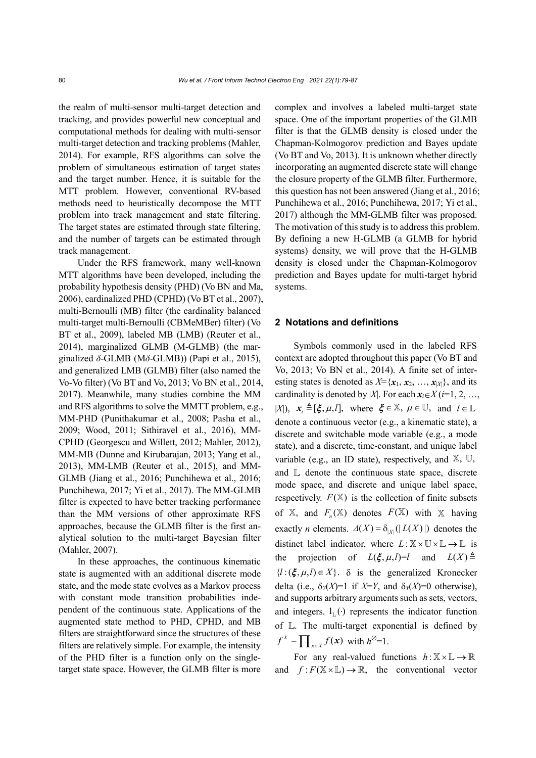the realm of multi-sensor multi-target detection and tracking, and provides powerful new conceptual and computational methods for dealing with multi-sensor multi-target detection and tracking problems (Mahler, 2014). For example, RFS algorithms can solve the problem of simultaneous estimation of target states and the target number. Hence, it is suitable for the MTT problem. However, conventional RV-based methods need to heuristically decompose the MTT problem into track management and state filtering. The target states are estimated through state filtering, and the number of targets can be estimated through track management.

Under the RFS framework, many well-known MTT algorithms have been developed, including the probability hypothesis density (PHD) (Vo BN and Ma, 2006), cardinalized PHD (CPHD) (Vo BT et al., 2007), multi-Bernoulli (MB) filter (the cardinality balanced multi-target multi-Bernoulli (CBMeMBer) filter) (Vo BT et al., 2009), labeled MB (LMB) (Reuter et al., 2014), marginalized GLMB (M-GLMB) (the marginalized $\delta$-GLMB (M$\delta$-GLMB)) (Papi et al., 2015), and generalized LMB (GLMB) filter (also named the Vo-Vo filter) (Vo BT and Vo, 2013; Vo BN et al., 2014, 2017). Meanwhile, many studies combine the MM and RFS algorithms to solve the MMTT problem, e.g., MM-PHD (Punithakumar et al., 2008; Pasha et al., 2009; Wood, 2011; Sithiravel et al., 2016), MM-CPHD (Georgescu and Willett, 2012; Mahler, 2012), MM-MB (Dunne and Kirubarajan, 2013; Yang et al., 2013), MM-LMB (Reuter et al., 2015), and MM-GLMB (Jiang et al., 2016; Punchihewa et al., 2016; Punchihewa, 2017; Yi et al., 2017). The MM-GLMB filter is expected to have better tracking performance than the MM versions of other approximate RFS approaches, because the GLMB filter is the first analytical solution to the multi-target Bayesian filter (Mahler, 2007).

In these approaches, the continuous kinematic state is augmented with an additional discrete mode state, and the mode state evolves as a Markov process with constant mode transition probabilities independent of the continuous state. Applications of the augmented state method to PHD, CPHD, and MB filters are straightforward since the structures of these filters are relatively simple. For example, the intensity of the PHD filter is a function only on the single-target state space. However, the GLMB filter is more complex and involves a labeled multi-target state space. One of the important properties of the GLMB filter is that the GLMB density is closed under the Chapman-Kolmogorov prediction and Bayes update (Vo BT and Vo, 2013). It is unknown whether directly incorporating an augmented discrete state will change the closure property of the GLMB filter. Furthermore, this question has not been answered (Jiang et al., 2016; Punchihewa et al., 2016; Punchihewa, 2017; Yi et al., 2017) although the MM-GLMB filter was proposed. The motivation of this study is to address this problem. By defining a new H-GLMB (a GLMB for hybrid systems) density, we will prove that the H-GLMB density is closed under the Chapman-Kolmogorov prediction and Bayes update for multi-target hybrid systems.

## 2 Notations and definitions

Symbols commonly used in the labeled RFS context are adopted throughout this paper (Vo BT and Vo, 2013; Vo BN et al., 2014). A finite set of interesting states is denoted as $X=\{\boldsymbol{x}_1, \boldsymbol{x}_2, \ldots, \boldsymbol{x}_{|X|}\}$, and its cardinality is denoted by $|X|$. For each $\boldsymbol{x}_i \in X$ ($i=1, 2, \ldots, |X|$), $\boldsymbol{x}_i \triangleq [\boldsymbol{\xi}, \mu, l]$, where $\boldsymbol{\xi} \in \mathbb{X}$, $\mu \in \mathbb{U}$, and $l \in \mathbb{L}$ denote a continuous vector (e.g., a kinematic state), a discrete and switchable mode variable (e.g., a mode state), and a discrete, time-constant, and unique label variable (e.g., an ID state), respectively, and $\mathbb{X}$, $\mathbb{U}$, and $\mathbb{L}$ denote the continuous state space, discrete mode space, and discrete and unique label space, respectively. $F(\mathbb{X})$ is the collection of finite subsets of $\mathbb{X}$, and $F_n(\mathbb{X})$ denotes $F(\mathbb{X})$ with $\mathbb{X}$ having exactly $n$ elements. $\Delta(X)=\delta_{|X|}(|L(X)|)$ denotes the distinct label indicator, where $L: \mathbb{X}\times\mathbb{U}\times\mathbb{L} \rightarrow \mathbb{L}$ is the projection of $L(\boldsymbol{\xi}, \mu, l)=l$ and $L(X) \triangleq \{l: (\boldsymbol{\xi}, \mu, l) \in X\}$. $\delta$ is the generalized Kronecker delta (i.e., $\delta_Y(X)=1$ if $X=Y$, and $\delta_Y(X)=0$ otherwise), and supports arbitrary arguments such as sets, vectors, and integers. $1_{\mathbb{L}}(\cdot)$ represents the indicator function of $\mathbb{L}$. The multi-target exponential is defined by $f^X = \prod_{\boldsymbol{x}\in X} f(\boldsymbol{x})$ with $h^{\varnothing}=1$.

For any real-valued functions $h: \mathbb{X}\times\mathbb{L} \rightarrow \mathbb{R}$ and $f: F(\mathbb{X}\times\mathbb{L}) \rightarrow \mathbb{R}$, the conventional vector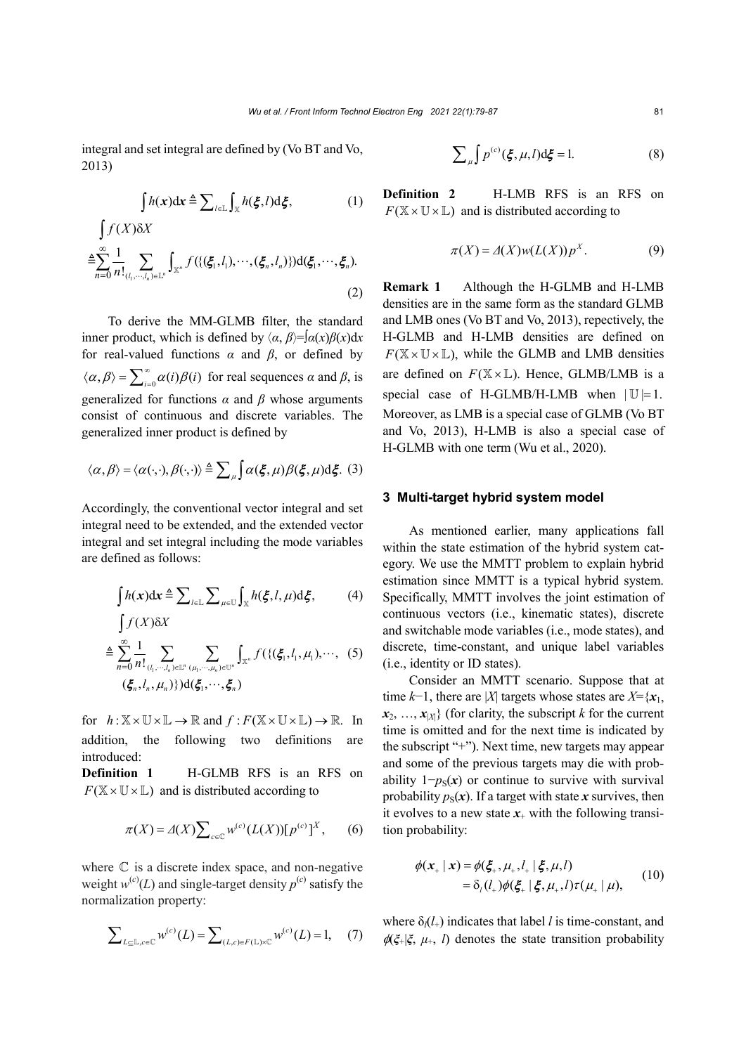integral and set integral are defined by (Vo BT and Vo, 2013)

$$\int h(\boldsymbol{x})\mathrm{d}\boldsymbol{x} \triangleq \sum_{l\in\mathbb{L}} \int_{\mathbb{X}} h(\boldsymbol{\xi},l)\mathrm{d}\boldsymbol{\xi}, \tag{1}$$

$$\int f(X)\delta X \triangleq \sum_{n=0}^{\infty} \frac{1}{n!} \sum_{(l_1,\cdots,l_n)\in\mathbb{L}^n} \int_{\mathbb{X}^n} f(\{(\boldsymbol{\xi}_1,l_1),\cdots,(\boldsymbol{\xi}_n,l_n)\})\mathrm{d}(\boldsymbol{\xi}_1,\cdots,\boldsymbol{\xi}_n). \tag{2}$$

To derive the MM-GLMB filter, the standard inner product, which is defined by $\langle \alpha, \beta\rangle = \int \alpha(x)\beta(x)\mathrm{d}x$ for real-valued functions $\alpha$ and $\beta$, or defined by $\langle \alpha, \beta\rangle = \sum_{i=0}^{\infty}\alpha(i)\beta(i)$ for real sequences $\alpha$ and $\beta$, is generalized for functions $\alpha$ and $\beta$ whose arguments consist of continuous and discrete variables. The generalized inner product is defined by

$$\langle \alpha, \beta\rangle = \langle \alpha(\cdot,\cdot), \beta(\cdot,\cdot)\rangle \triangleq \sum_{\mu} \int \alpha(\boldsymbol{\xi},\mu)\beta(\boldsymbol{\xi},\mu)\mathrm{d}\boldsymbol{\xi}. \tag{3}$$

Accordingly, the conventional vector integral and set integral need to be extended, and the extended vector integral and set integral including the mode variables are defined as follows:

$$\int h(\boldsymbol{x})\mathrm{d}\boldsymbol{x} \triangleq \sum_{l\in\mathbb{L}} \sum_{\mu\in\mathbb{U}} \int_{\mathbb{X}} h(\boldsymbol{\xi},l,\mu)\mathrm{d}\boldsymbol{\xi}, \tag{4}$$

$$\int f(X)\delta X \triangleq \sum_{n=0}^{\infty} \frac{1}{n!} \sum_{(l_1,\cdots,l_n)\in\mathbb{L}^n} \sum_{(\mu_1,\cdots,\mu_n)\in\mathbb{U}^n} \int_{\mathbb{X}^n} f(\{(\boldsymbol{\xi}_1,l_1,\mu_1),\cdots, (\boldsymbol{\xi}_n,l_n,\mu_n)\})\mathrm{d}(\boldsymbol{\xi}_1,\cdots,\boldsymbol{\xi}_n) \tag{5}$$

for $h: \mathbb{X}\times\mathbb{U}\times\mathbb{L} \to \mathbb{R}$ and $f: F(\mathbb{X}\times\mathbb{U}\times\mathbb{L}) \to \mathbb{R}$. In addition, the following two definitions are introduced:

**Definition 1** H-GLMB RFS is an RFS on $F(\mathbb{X}\times\mathbb{U}\times\mathbb{L})$ and is distributed according to

$$\pi(X) = \Delta(X)\sum_{c\in\mathbb{C}} w^{(c)}(L(X))[p^{(c)}]^X, \tag{6}$$

where $\mathbb{C}$ is a discrete index space, and non-negative weight $w^{(c)}(L)$ and single-target density $p^{(c)}$ satisfy the normalization property:

$$\sum_{L\subseteq\mathbb{L}, c\in\mathbb{C}} w^{(c)}(L) = \sum_{(L,c)\in F(\mathbb{L})\times\mathbb{C}} w^{(c)}(L) = 1, \tag{7}$$

$$\sum_{\mu} \int p^{(c)}(\boldsymbol{\xi},\mu,l)\mathrm{d}\boldsymbol{\xi} = 1. \tag{8}$$

**Definition 2** H-LMB RFS is an RFS on $F(\mathbb{X}\times\mathbb{U}\times\mathbb{L})$ and is distributed according to

$$\pi(X) = \Delta(X)w(L(X))p^X. \tag{9}$$

**Remark 1** Although the H-GLMB and H-LMB densities are in the same form as the standard GLMB and LMB ones (Vo BT and Vo, 2013), repectively, the H-GLMB and H-LMB densities are defined on $F(\mathbb{X}\times\mathbb{U}\times\mathbb{L})$, while the GLMB and LMB densities are defined on $F(\mathbb{X}\times\mathbb{L})$. Hence, GLMB/LMB is a special case of H-GLMB/H-LMB when $|\mathbb{U}|=1$. Moreover, as LMB is a special case of GLMB (Vo BT and Vo, 2013), H-LMB is also a special case of H-GLMB with one term (Wu et al., 2020).

## 3 Multi-target hybrid system model

As mentioned earlier, many applications fall within the state estimation of the hybrid system category. We use the MMTT problem to explain hybrid estimation since MMTT is a typical hybrid system. Specifically, MMTT involves the joint estimation of continuous vectors (i.e., kinematic states), discrete and switchable mode variables (i.e., mode states), and discrete, time-constant, and unique label variables (i.e., identity or ID states).

Consider an MMTT scenario. Suppose that at time $k-1$, there are $|X|$ targets whose states are $X=\{\boldsymbol{x}_1, \boldsymbol{x}_2, \dots, \boldsymbol{x}_{|X|}\}$ (for clarity, the subscript $k$ for the current time is omitted and for the next time is indicated by the subscript "+"). Next time, new targets may appear and some of the previous targets may die with probability $1-p_{\mathrm{S}}(\boldsymbol{x})$ or continue to survive with survival probability $p_{\mathrm{S}}(\boldsymbol{x})$. If a target with state $\boldsymbol{x}$ survives, then it evolves to a new state $\boldsymbol{x}_+$ with the following transition probability:

$$\begin{aligned}\phi(\boldsymbol{x}_+ \mid \boldsymbol{x}) &= \phi(\boldsymbol{\xi}_+, \mu_+, l_+ \mid \boldsymbol{\xi}, \mu, l) \\ &= \delta_l(l_+)\phi(\boldsymbol{\xi}_+ \mid \boldsymbol{\xi}, \mu_+, l)\tau(\mu_+ \mid \mu),\end{aligned} \tag{10}$$

where $\delta_l(l_+)$ indicates that label $l$ is time-constant, and $\phi(\xi_+|\xi, \mu_+, l)$ denotes the state transition probability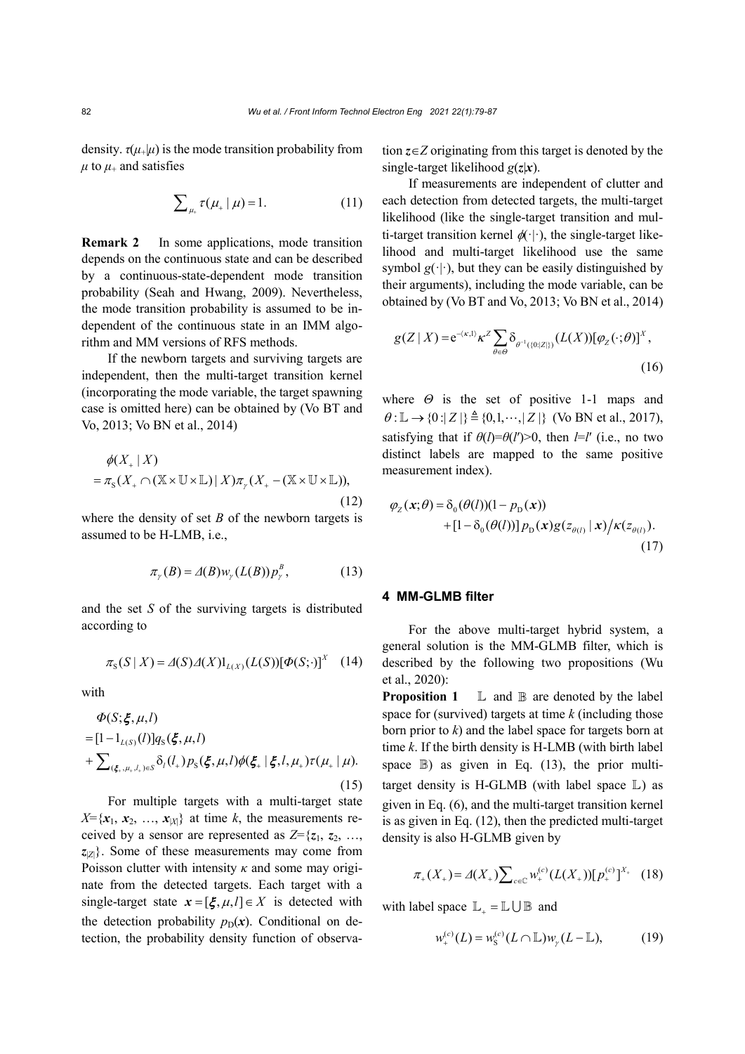density. $\tau(\mu_+|\mu)$ is the mode transition probability from $\mu$ to $\mu_+$ and satisfies

$$\sum_{\mu_+} \tau(\mu_+ \mid \mu) = 1. \tag{11}$$

**Remark 2** In some applications, mode transition depends on the continuous state and can be described by a continuous-state-dependent mode transition probability (Seah and Hwang, 2009). Nevertheless, the mode transition probability is assumed to be independent of the continuous state in an IMM algorithm and MM versions of RFS methods.

If the newborn targets and surviving targets are independent, then the multi-target transition kernel (incorporating the mode variable, the target spawning case is omitted here) can be obtained by (Vo BT and Vo, 2013; Vo BN et al., 2014)

$$\begin{aligned}&\phi(X_+ \mid X)\\&= \pi_{\mathrm{S}}(X_+ \cap (\mathbb{X}\times\mathbb{U}\times\mathbb{L}) \mid X)\pi_\gamma(X_+ - (\mathbb{X}\times\mathbb{U}\times\mathbb{L})),\end{aligned} \tag{12}$$

where the density of set $B$ of the newborn targets is assumed to be H-LMB, i.e.,

$$\pi_\gamma(B) = \Delta(B) w_\gamma(L(B)) p_\gamma^B, \tag{13}$$

and the set $S$ of the surviving targets is distributed according to

$$\pi_{\mathrm{S}}(S \mid X) = \Delta(S)\Delta(X)1_{L(X)}(L(S))[\Phi(S;\cdot)]^X \tag{14}$$

with

$$\begin{aligned}&\Phi(S;\boldsymbol{\xi},\mu,l)\\&= [1-1_{L(S)}(l)]q_{\mathrm{S}}(\boldsymbol{\xi},\mu,l)\\&+ \sum\nolimits_{(\boldsymbol{\xi}_+,\mu_+,l_+)\in S}\delta_l(l_+)p_{\mathrm{S}}(\boldsymbol{\xi},\mu,l)\phi(\boldsymbol{\xi}_+ \mid \boldsymbol{\xi},l,\mu_+)\tau(\mu_+ \mid \mu).\end{aligned} \tag{15}$$

For multiple targets with a multi-target state $X=\{\boldsymbol{x}_1, \boldsymbol{x}_2, \ldots, \boldsymbol{x}_{|X|}\}$ at time $k$, the measurements received by a sensor are represented as $Z=\{\boldsymbol{z}_1, \boldsymbol{z}_2, \ldots, \boldsymbol{z}_{|Z|}\}$. Some of these measurements may come from Poisson clutter with intensity $\kappa$ and some may originate from the detected targets. Each target with a single-target state $\boldsymbol{x}=[\boldsymbol{\xi},\mu,l]\in X$ is detected with the detection probability $p_{\mathrm{D}}(\boldsymbol{x})$. Conditional on detection, the probability density function of observation $\boldsymbol{z}\in Z$ originating from this target is denoted by the single-target likelihood $g(\boldsymbol{z}|\boldsymbol{x})$.

If measurements are independent of clutter and each detection from detected targets, the multi-target likelihood (like the single-target transition and multi-target transition kernel $\phi(\cdot|\cdot)$, the single-target likelihood and multi-target likelihood use the same symbol $g(\cdot|\cdot)$, but they can be easily distinguished by their arguments), including the mode variable, can be obtained by (Vo BT and Vo, 2013; Vo BN et al., 2014)

$$g(Z \mid X) = \mathrm{e}^{-\langle\kappa,1\rangle}\kappa^Z \sum_{\theta\in\Theta}\delta_{\theta^{-1}(\{0:|Z|\})}(L(X))[\varphi_Z(\cdot;\theta)]^X, \tag{16}$$

where $\Theta$ is the set of positive 1-1 maps and $\theta:\mathbb{L}\to\{0:|Z|\}\triangleq\{0,1,\cdots,|Z|\}$ (Vo BN et al., 2017), satisfying that if $\theta(l)=\theta(l')>0$, then $l=l'$ (i.e., no two distinct labels are mapped to the same positive measurement index).

$$\begin{aligned}\varphi_Z(\boldsymbol{x};\theta) &= \delta_0(\theta(l))(1-p_{\mathrm{D}}(\boldsymbol{x}))\\&+ [1-\delta_0(\theta(l))]\,p_{\mathrm{D}}(\boldsymbol{x})g(\boldsymbol{z}_{\theta(l)} \mid \boldsymbol{x})\big/\kappa(\boldsymbol{z}_{\theta(l)}).\end{aligned} \tag{17}$$

## 4 MM-GLMB filter

For the above multi-target hybrid system, a general solution is the MM-GLMB filter, which is described by the following two propositions (Wu et al., 2020):

**Proposition 1** $\mathbb{L}$ and $\mathbb{B}$ are denoted by the label space for (survived) targets at time $k$ (including those born prior to $k$) and the label space for targets born at time $k$. If the birth density is H-LMB (with birth label space $\mathbb{B}$) as given in Eq. (13), the prior multi-target density is H-GLMB (with label space $\mathbb{L}$) as given in Eq. (6), and the multi-target transition kernel is as given in Eq. (12), then the predicted multi-target density is also H-GLMB given by

$$\pi_+(X_+) = \Delta(X_+)\sum\nolimits_{c\in\mathbb{C}} w_+^{(c)}(L(X_+))[p_+^{(c)}]^{X_+} \tag{18}$$

with label space $\mathbb{L}_+ = \mathbb{L}\cup\mathbb{B}$ and

$$w_+^{(c)}(L) = w_{\mathrm{S}}^{(c)}(L\cap\mathbb{L})w_\gamma(L-\mathbb{L}), \tag{19}$$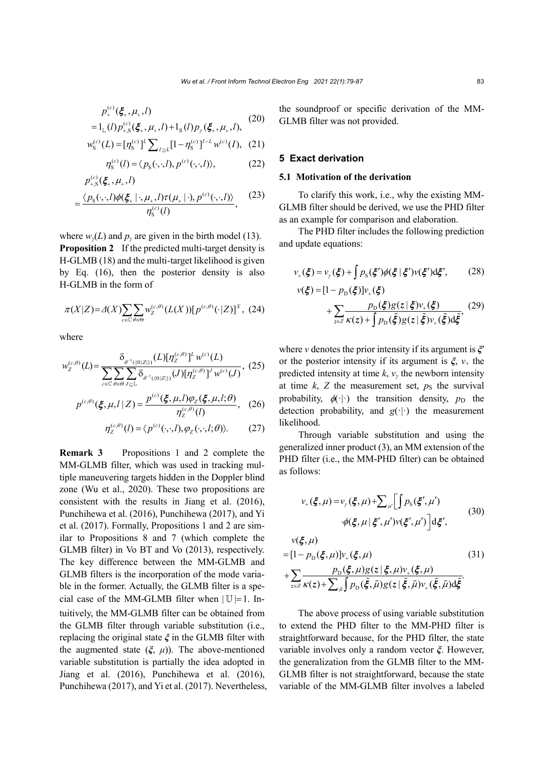$$p_{+}^{(c)}(\boldsymbol{\xi}_{+},\mu_{+},l) = 1_{\mathbb{L}}(l)p_{+,\mathrm{S}}^{(c)}(\boldsymbol{\xi}_{+},\mu_{+},l)+1_{\mathbb{B}}(l)p_{\gamma}(\boldsymbol{\xi}_{+},\mu_{+},l), \tag{20}$$

$$w_{\mathrm{S}}^{(c)}(L)=[\eta_{\mathrm{S}}^{(c)}]^{L}\sum\nolimits_{I\supseteq L}[1-\eta_{\mathrm{S}}^{(c)}]^{I-L}w^{(c)}(I), \tag{21}$$

$$\eta_{\mathrm{S}}^{(c)}(l)=\langle p_{\mathrm{S}}(\cdot,\cdot,l),p^{(c)}(\cdot,\cdot,l)\rangle, \tag{22}$$

$$p_{+,\mathrm{S}}^{(c)}(\boldsymbol{\xi}_{+},\mu_{+},l) = \frac{\langle p_{\mathrm{S}}(\cdot,\cdot,l)\phi(\boldsymbol{\xi}_{+}\,|\,\cdot,\mu_{+},l)\tau(\mu_{+}\,|\,\cdot),p^{(c)}(\cdot,\cdot,l)\rangle}{\eta_{\mathrm{S}}^{(c)}(l)}, \tag{23}$$

where $w_{\gamma}(L)$ and $p_{\gamma}$ are given in the birth model (13).

**Proposition 2** If the predicted multi-target density is H-GLMB (18) and the multi-target likelihood is given by Eq. (16), then the posterior density is also H-GLMB in the form of

$$\pi(X|Z)=\Delta(X)\sum_{c\in\mathbb{C}}\sum_{\theta\in\Theta}w_{Z}^{(c,\theta)}(L(X))[p^{(c,\theta)}(\cdot|Z)]^{X}, \tag{24}$$

where

$$w_{Z}^{(c,\theta)}(L)=\frac{\delta_{\theta^{-1}(\{0:|Z|\})}(L)[\eta_{Z}^{(c,\theta)}]^{L}w^{(c)}(L)}{\sum\limits_{c\in\mathbb{C}}\sum\limits_{\theta\in\Theta}\sum\limits_{J\subseteq\mathbb{L}}\delta_{\theta^{-1}(\{0:|Z|\})}(J)[\eta_{Z}^{(c,\theta)}]^{J}w^{(c)}(J)}, \tag{25}$$

$$p^{(c,\theta)}(\boldsymbol{\xi},\mu,l\,|\,Z)=\frac{p^{(c)}(\boldsymbol{\xi},\mu,l)\varphi_{Z}(\boldsymbol{\xi},\mu,l;\theta)}{\eta_{Z}^{(c,\theta)}(l)}, \tag{26}$$

$$\eta_{Z}^{(c,\theta)}(l)=\langle p^{(c)}(\cdot,\cdot,l),\varphi_{Z}(\cdot,\cdot,l;\theta)\rangle. \tag{27}$$

**Remark 3** Propositions 1 and 2 complete the MM-GLMB filter, which was used in tracking multiple maneuvering targets hidden in the Doppler blind zone (Wu et al., 2020). These two propositions are consistent with the results in Jiang et al. (2016), Punchihewa et al. (2016), Punchihewa (2017), and Yi et al. (2017). Formally, Propositions 1 and 2 are similar to Propositions 8 and 7 (which complete the GLMB filter) in Vo BT and Vo (2013), respectively. The key difference between the MM-GLMB and GLMB filters is the incorporation of the mode variable in the former. Actually, the GLMB filter is a special case of the MM-GLMB filter when $|\mathbb{U}|=1$. Intuitively, the MM-GLMB filter can be obtained from the GLMB filter through variable substitution (i.e., replacing the original state $\boldsymbol{\xi}$ in the GLMB filter with the augmented state $(\boldsymbol{\xi},\ \mu)$). The above-mentioned variable substitution is partially the idea adopted in Jiang et al. (2016), Punchihewa et al. (2016), Punchihewa (2017), and Yi et al. (2017). Nevertheless, the soundproof or specific derivation of the MM-GLMB filter was not provided.

## 5 Exact derivation

### 5.1 Motivation of the derivation

To clarify this work, i.e., why the existing MM-GLMB filter should be derived, we use the PHD filter as an example for comparison and elaboration.

The PHD filter includes the following prediction and update equations:

$$v_{+}(\boldsymbol{\xi})=v_{\gamma}(\boldsymbol{\xi})+\int p_{\mathrm{S}}(\boldsymbol{\xi}')\phi(\boldsymbol{\xi}\,|\,\boldsymbol{\xi}')v(\boldsymbol{\xi}')\mathrm{d}\boldsymbol{\xi}', \tag{28}$$

$$v(\boldsymbol{\xi})=[1-p_{\mathrm{D}}(\boldsymbol{\xi})]v_{+}(\boldsymbol{\xi}) +\sum_{z\in Z}\frac{p_{\mathrm{D}}(\boldsymbol{\xi})g(z\,|\,\boldsymbol{\xi})v_{+}(\boldsymbol{\xi})}{\kappa(z)+\int p_{\mathrm{D}}(\tilde{\boldsymbol{\xi}})g(z\,|\,\tilde{\boldsymbol{\xi}})v_{+}(\tilde{\boldsymbol{\xi}})\mathrm{d}\tilde{\boldsymbol{\xi}}}, \tag{29}$$

where $v$ denotes the prior intensity if its argument is $\boldsymbol{\xi}'$ or the posterior intensity if its argument is $\boldsymbol{\xi}$, $v_{+}$ the predicted intensity at time $k$, $v_{\gamma}$ the newborn intensity at time $k$, $Z$ the measurement set, $p_{\mathrm{S}}$ the survival probability, $\phi(\cdot|\cdot)$ the transition density, $p_{\mathrm{D}}$ the detection probability, and $g(\cdot|\cdot)$ the measurement likelihood.

Through variable substitution and using the generalized inner product (3), an MM extension of the PHD filter (i.e., the MM-PHD filter) can be obtained as follows:

$$v_{+}(\boldsymbol{\xi},\mu)=v_{\gamma}(\boldsymbol{\xi},\mu)+\sum\nolimits_{\mu'}\Big[\int p_{\mathrm{S}}(\boldsymbol{\xi}',\mu') \cdot\phi(\boldsymbol{\xi},\mu\,|\,\boldsymbol{\xi}',\mu')v(\boldsymbol{\xi}',\mu')\Big]\mathrm{d}\boldsymbol{\xi}', \tag{30}$$

$$v(\boldsymbol{\xi},\mu) =[1-p_{\mathrm{D}}(\boldsymbol{\xi},\mu)]v_{+}(\boldsymbol{\xi},\mu) +\sum_{z\in Z}\frac{p_{\mathrm{D}}(\boldsymbol{\xi},\mu)g(z\,|\,\boldsymbol{\xi},\mu)v_{+}(\boldsymbol{\xi},\mu)}{\kappa(z)+\sum_{\tilde{\mu}}\int p_{\mathrm{D}}(\tilde{\boldsymbol{\xi}},\tilde{\mu})g(z\,|\,\tilde{\boldsymbol{\xi}},\tilde{\mu})v_{+}(\tilde{\boldsymbol{\xi}},\tilde{\mu})\mathrm{d}\tilde{\boldsymbol{\xi}}}. \tag{31}$$

The above process of using variable substitution to extend the PHD filter to the MM-PHD filter is straightforward because, for the PHD filter, the state variable involves only a random vector $\boldsymbol{\xi}$. However, the generalization from the GLMB filter to the MM-GLMB filter is not straightforward, because the state variable of the MM-GLMB filter involves a labeled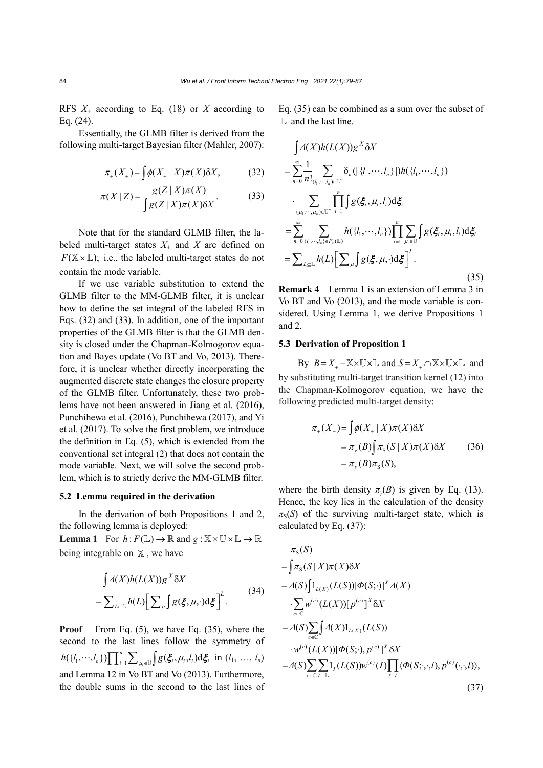RFS $X_+$ according to Eq. (18) or $X$ according to Eq. (24).

Essentially, the GLMB filter is derived from the following multi-target Bayesian filter (Mahler, 2007):

$$\pi_+(X_+) = \int \phi(X_+ \mid X)\pi(X)\delta X, \tag{32}$$

$$\pi(X \mid Z) = \frac{g(Z \mid X)\pi(X)}{\int g(Z \mid X)\pi(X)\delta X}. \tag{33}$$

Note that for the standard GLMB filter, the labeled multi-target states $X_+$ and $X$ are defined on $F(\mathbb{X}\times\mathbb{L})$; i.e., the labeled multi-target states do not contain the mode variable.

If we use variable substitution to extend the GLMB filter to the MM-GLMB filter, it is unclear how to define the set integral of the labeled RFS in Eqs. (32) and (33). In addition, one of the important properties of the GLMB filter is that the GLMB density is closed under the Chapman-Kolmogorov equation and Bayes update (Vo BT and Vo, 2013). Therefore, it is unclear whether directly incorporating the augmented discrete state changes the closure property of the GLMB filter. Unfortunately, these two problems have not been answered in Jiang et al. (2016), Punchihewa et al. (2016), Punchihewa (2017), and Yi et al. (2017). To solve the first problem, we introduce the definition in Eq. (5), which is extended from the conventional set integral (2) that does not contain the mode variable. Next, we will solve the second problem, which is to strictly derive the MM-GLMB filter.

### 5.2 Lemma required in the derivation

In the derivation of both Propositions 1 and 2, the following lemma is deployed:

**Lemma 1** For $h: F(\mathbb{L}) \rightarrow \mathbb{R}$ and $g: \mathbb{X}\times\mathbb{U}\times\mathbb{L} \rightarrow \mathbb{R}$ being integrable on $\mathbb{X}$, we have

$$\begin{aligned}&\int \Delta(X)h(L(X))g^X\delta X\\&=\sum_{L\subseteq\mathbb{L}} h(L)\Big[\sum_{\mu}\int g(\boldsymbol{\xi},\mu,\cdot)\mathrm{d}\boldsymbol{\xi}\Big]^L.\end{aligned} \tag{34}$$

**Proof** From Eq. (5), we have Eq. (35), where the second to the last lines follow the symmetry of $h(\{l_1,\cdots,l_n\})\prod_{i=1}^n\sum_{\mu_i\in\mathbb{U}}\int g(\boldsymbol{\xi}_i,\mu_i,l_i)\mathrm{d}\boldsymbol{\xi}_i$ in $(l_1, \ldots, l_n)$ and Lemma 12 in Vo BT and Vo (2013). Furthermore, the double sums in the second to the last lines of Eq. (35) can be combined as a sum over the subset of $\mathbb{L}$ and the last line.

$$\begin{aligned}&\int \Delta(X)h(L(X))g^X\delta X\\&=\sum_{n=0}^{\infty}\frac{1}{n!}\sum_{(l_1,\cdots,l_n)\in\mathbb{L}^n}\delta_n(|\{l_1,\cdots,l_n\}|)h(\{l_1,\cdots,l_n\})\\&\quad\cdot\sum_{(\mu_1,\cdots,\mu_n)\in\mathbb{U}^n}\prod_{i=1}^n\int g(\boldsymbol{\xi}_i,\mu_i,l_i)\mathrm{d}\boldsymbol{\xi}_i\\&=\sum_{n=0}^{\infty}\sum_{\{l_1,\cdots,l_n\}\in F_n(\mathbb{L})}h(\{l_1,\cdots,l_n\})\prod_{i=1}^n\sum_{\mu_i\in\mathbb{U}}\int g(\boldsymbol{\xi}_i,\mu_i,l_i)\mathrm{d}\boldsymbol{\xi}_i\\&=\sum_{L\subseteq\mathbb{L}}h(L)\Big[\sum_{\mu}\int g(\boldsymbol{\xi},\mu,\cdot)\mathrm{d}\boldsymbol{\xi}\Big]^L.\end{aligned} \tag{35}$$

**Remark 4** Lemma 1 is an extension of Lemma 3 in Vo BT and Vo (2013), and the mode variable is considered. Using Lemma 1, we derive Propositions 1 and 2.

### 5.3 Derivation of Proposition 1

By $B = X_+ - \mathbb{X}\times\mathbb{U}\times\mathbb{L}$ and $S = X_+ \cap \mathbb{X}\times\mathbb{U}\times\mathbb{L}$ and by substituting multi-target transition kernel (12) into the Chapman-Kolmogorov equation, we have the following predicted multi-target density:

$$\begin{aligned}\pi_+(X_+)&=\int\phi(X_+\mid X)\pi(X)\delta X\\&=\pi_\gamma(B)\int\pi_{\mathrm{S}}(S\mid X)\pi(X)\delta X\\&=\pi_\gamma(B)\pi_{\mathrm{S}}(S),\end{aligned} \tag{36}$$

where the birth density $\pi_\gamma(B)$ is given by Eq. (13). Hence, the key lies in the calculation of the density $\pi_{\mathrm{S}}(S)$ of the surviving multi-target state, which is calculated by Eq. (37):

$$\begin{aligned}&\pi_{\mathrm{S}}(S)\\&=\int\pi_{\mathrm{S}}(S\mid X)\pi(X)\delta X\\&=\Delta(S)\int 1_{L(X)}(L(S))[\Phi(S;\cdot)]^X\Delta(X)\\&\quad\cdot\sum_{c\in\mathbb{C}}w^{(c)}(L(X))[p^{(c)}]^X\delta X\\&=\Delta(S)\sum_{c\in\mathbb{C}}\int\Delta(X)1_{L(X)}(L(S))\\&\quad\cdot w^{(c)}(L(X))[\Phi(S;\cdot),p^{(c)}]^X\delta X\\&=\Delta(S)\sum_{c\in\mathbb{C}}\sum_{I\subseteq\mathbb{L}}1_I(L(S))w^{(c)}(I)\prod_{\ell\in I}\langle\Phi(S;\cdot,\cdot,l),p^{(c)}(\cdot,\cdot,l)\rangle,\end{aligned} \tag{37}$$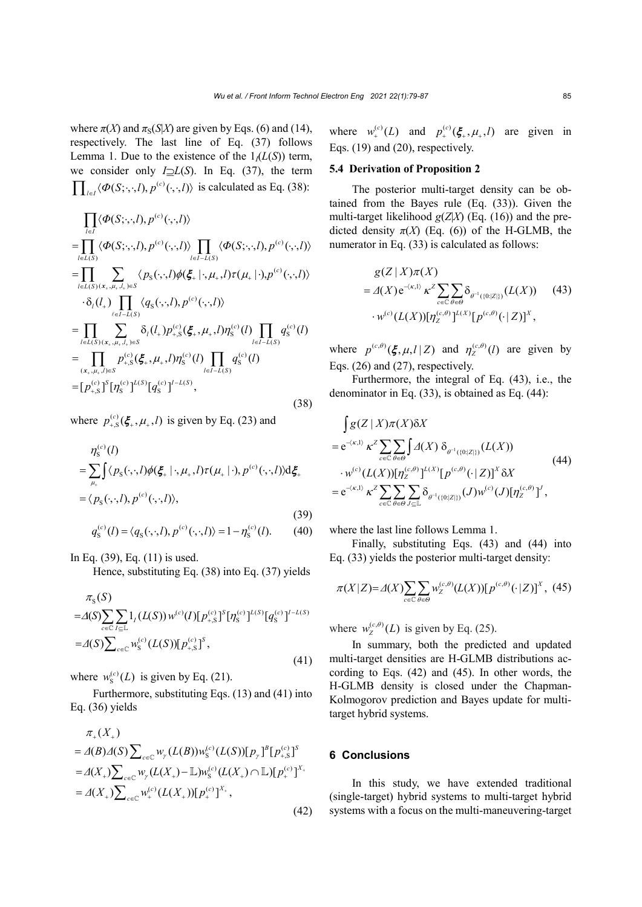where $\pi(X)$ and $\pi_S(S|X)$ are given by Eqs. (6) and (14), respectively. The last line of Eq. (37) follows Lemma 1. Due to the existence of the $1_I(L(S))$ term, we consider only $I \supseteq L(S)$. In Eq. (37), the term $\prod_{l\in I}\langle \Phi(S;\cdot,\cdot,l), p^{(c)}(\cdot,\cdot,l)\rangle$ is calculated as Eq. (38):

$$
\begin{aligned}
&\prod_{l\in I}\langle \Phi(S;\cdot,\cdot,l), p^{(c)}(\cdot,\cdot,l)\rangle \\
&=\prod_{l\in L(S)}\langle \Phi(S;\cdot,\cdot,l), p^{(c)}(\cdot,\cdot,l)\rangle \prod_{l\in I-L(S)}\langle \Phi(S;\cdot,\cdot,l), p^{(c)}(\cdot,\cdot,l)\rangle \\
&=\prod_{l\in L(S)}\sum_{(\boldsymbol{x}_+,\mu_+,l_+)\in S}\langle p_S(\cdot,\cdot,l)\phi(\boldsymbol{\xi}_+|\cdot,\mu_+,l)\tau(\mu_+|\cdot), p^{(c)}(\cdot,\cdot,l)\rangle \\
&\quad\cdot \delta_l(l_+)\prod_{l\in I-L(S)}\langle q_S(\cdot,\cdot,l), p^{(c)}(\cdot,\cdot,l)\rangle \\
&=\prod_{l\in L(S)}\sum_{(\boldsymbol{x}_+,\mu_+,l_+)\in S}\delta_l(l_+)p_{+,S}^{(c)}(\boldsymbol{\xi}_+,\mu_+,l)\eta_S^{(c)}(l)\prod_{l\in I-L(S)}q_S^{(c)}(l) \\
&=\prod_{(\boldsymbol{x}_+,\mu_+,l)\in S}p_{+,S}^{(c)}(\boldsymbol{\xi}_+,\mu_+,l)\eta_S^{(c)}(l)\prod_{l\in I-L(S)}q_S^{(c)}(l) \\
&=[p_{+,S}^{(c)}]^S[\eta_S^{(c)}]^{L(S)}[q_S^{(c)}]^{I-L(S)},
\end{aligned}
\tag{38}
$$

where $p_{+,S}^{(c)}(\boldsymbol{\xi}_+,\mu_+,l)$ is given by Eq. (23) and

$$
\begin{aligned}
&\eta_S^{(c)}(l) \\
&=\sum_{\mu_+}\int\langle p_S(\cdot,\cdot,l)\phi(\boldsymbol{\xi}_+|\cdot,\mu_+,l)\tau(\mu_+|\cdot), p^{(c)}(\cdot,\cdot,l)\rangle \mathrm{d}\boldsymbol{\xi}_+ \\
&=\langle p_S(\cdot,\cdot,l), p^{(c)}(\cdot,\cdot,l)\rangle,
\end{aligned}
\tag{39}
$$

$$
q_S^{(c)}(l)=\langle q_S(\cdot,\cdot,l), p^{(c)}(\cdot,\cdot,l)\rangle = 1-\eta_S^{(c)}(l). \tag{40}
$$

In Eq. (39), Eq. (11) is used.

Hence, substituting Eq. (38) into Eq. (37) yields

$$
\begin{aligned}
&\pi_S(S) \\
&=\Delta(S)\sum_{c\in\mathbb{C}}\sum_{I\subseteq\mathbb{L}}1_I(L(S))\,w^{(c)}(I)[p_{+,S}^{(c)}]^S[\eta_S^{(c)}]^{L(S)}[q_S^{(c)}]^{I-L(S)} \\
&=\Delta(S)\sum_{c\in\mathbb{C}}w_S^{(c)}(L(S))[p_{+,S}^{(c)}]^S,
\end{aligned}
\tag{41}
$$

where $w_S^{(c)}(L)$ is given by Eq. (21).

Furthermore, substituting Eqs. (13) and (41) into Eq. (36) yields

$$
\begin{aligned}
&\pi_+(X_+) \\
&=\Delta(B)\Delta(S)\sum_{c\in\mathbb{C}}w_\gamma(L(B))w_S^{(c)}(L(S))[p_\gamma]^B[p_{+,S}^{(c)}]^S \\
&=\Delta(X_+)\sum_{c\in\mathbb{C}}w_\gamma(L(X_+)-\mathbb{L})w_S^{(c)}(L(X_+)\cap\mathbb{L})[p_+^{(c)}]^{X_+} \\
&=\Delta(X_+)\sum_{c\in\mathbb{C}}w_+^{(c)}(L(X_+))[p_+^{(c)}]^{X_+},
\end{aligned}
\tag{42}
$$

where $w_+^{(c)}(L)$ and $p_+^{(c)}(\boldsymbol{\xi}_+,\mu_+,l)$ are given in Eqs. (19) and (20), respectively.

### 5.4 Derivation of Proposition 2

The posterior multi-target density can be obtained from the Bayes rule (Eq. (33)). Given the multi-target likelihood $g(Z|X)$ (Eq. (16)) and the predicted density $\pi(X)$ (Eq. (6)) of the H-GLMB, the numerator in Eq. (33) is calculated as follows:

$$
\begin{aligned}
&g(Z|X)\pi(X) \\
&=\Delta(X)\,\mathrm{e}^{-\langle\kappa,1\rangle}\kappa^Z\sum_{c\in\mathbb{C}}\sum_{\theta\in\Theta}\delta_{\theta^{-1}(\{0:|Z|\})}(L(X)) \\
&\quad\cdot w^{(c)}(L(X))[\eta_Z^{(c,\theta)}]^{L(X)}[p^{(c,\theta)}(\cdot|Z)]^X,
\end{aligned}
\tag{43}
$$

where $p^{(c,\theta)}(\boldsymbol{\xi},\mu,l|Z)$ and $\eta_Z^{(c,\theta)}(l)$ are given by Eqs. (26) and (27), respectively.

Furthermore, the integral of Eq. (43), i.e., the denominator in Eq. (33), is obtained as Eq. (44):

$$
\begin{aligned}
&\int g(Z|X)\pi(X)\delta X \\
&=\mathrm{e}^{-\langle\kappa,1\rangle}\kappa^Z\sum_{c\in\mathbb{C}}\sum_{\theta\in\Theta}\int\Delta(X)\,\delta_{\theta^{-1}(\{0:|Z|\})}(L(X)) \\
&\quad\cdot w^{(c)}(L(X))[\eta_Z^{(c,\theta)}]^{L(X)}[p^{(c,\theta)}(\cdot|Z)]^X\delta X \\
&=\mathrm{e}^{-\langle\kappa,1\rangle}\kappa^Z\sum_{c\in\mathbb{C}}\sum_{\theta\in\Theta}\sum_{J\subseteq\mathbb{L}}\delta_{\theta^{-1}(\{0:|Z|\})}(J)w^{(c)}(J)[\eta_Z^{(c,\theta)}]^J,
\end{aligned}
\tag{44}
$$

where the last line follows Lemma 1.

Finally, substituting Eqs. (43) and (44) into Eq. (33) yields the posterior multi-target density:

$$
\pi(X|Z)=\Delta(X)\sum_{c\in\mathbb{C}}\sum_{\theta\in\Theta}w_Z^{(c,\theta)}(L(X))[p^{(c,\theta)}(\cdot|Z)]^X, \tag{45}
$$

where $w_Z^{(c,\theta)}(L)$ is given by Eq. (25).

In summary, both the predicted and updated multi-target densities are H-GLMB distributions according to Eqs. (42) and (45). In other words, the H-GLMB density is closed under the Chapman-Kolmogorov prediction and Bayes update for multi-target hybrid systems.

## 6 Conclusions

In this study, we have extended traditional (single-target) hybrid systems to multi-target hybrid systems with a focus on the multi-maneuvering-target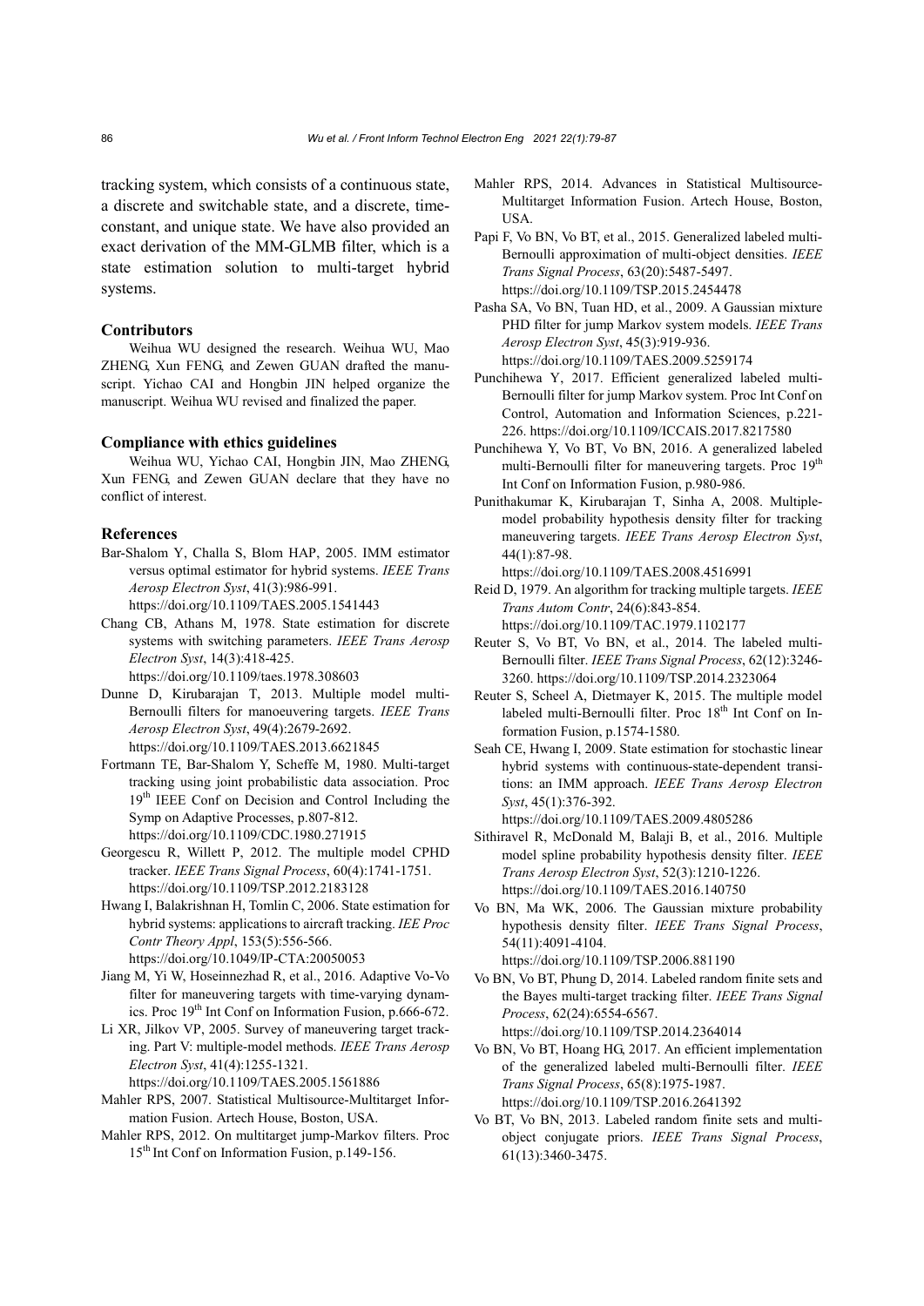tracking system, which consists of a continuous state, a discrete and switchable state, and a discrete, time-constant, and unique state. We have also provided an exact derivation of the MM-GLMB filter, which is a state estimation solution to multi-target hybrid systems.

### Contributors

Weihua WU designed the research. Weihua WU, Mao ZHENG, Xun FENG, and Zewen GUAN drafted the manuscript. Yichao CAI and Hongbin JIN helped organize the manuscript. Weihua WU revised and finalized the paper.

### Compliance with ethics guidelines

Weihua WU, Yichao CAI, Hongbin JIN, Mao ZHENG, Xun FENG, and Zewen GUAN declare that they have no conflict of interest.

### References

Bar-Shalom Y, Challa S, Blom HAP, 2005. IMM estimator versus optimal estimator for hybrid systems. *IEEE Trans Aerosp Electron Syst*, 41(3):986-991. https://doi.org/10.1109/TAES.2005.1541443

Chang CB, Athans M, 1978. State estimation for discrete systems with switching parameters. *IEEE Trans Aerosp Electron Syst*, 14(3):418-425. https://doi.org/10.1109/taes.1978.308603

Dunne D, Kirubarajan T, 2013. Multiple model multi-Bernoulli filters for manoeuvering targets. *IEEE Trans Aerosp Electron Syst*, 49(4):2679-2692. https://doi.org/10.1109/TAES.2013.6621845

Fortmann TE, Bar-Shalom Y, Scheffe M, 1980. Multi-target tracking using joint probabilistic data association. Proc 19th IEEE Conf on Decision and Control Including the Symp on Adaptive Processes, p.807-812. https://doi.org/10.1109/CDC.1980.271915

Georgescu R, Willett P, 2012. The multiple model CPHD tracker. *IEEE Trans Signal Process*, 60(4):1741-1751. https://doi.org/10.1109/TSP.2012.2183128

Hwang I, Balakrishnan H, Tomlin C, 2006. State estimation for hybrid systems: applications to aircraft tracking. *IEE Proc Contr Theory Appl*, 153(5):556-566. https://doi.org/10.1049/IP-CTA:20050053

Jiang M, Yi W, Hoseinnezhad R, et al., 2016. Adaptive Vo-Vo filter for maneuvering targets with time-varying dynamics. Proc 19th Int Conf on Information Fusion, p.666-672.

Li XR, Jilkov VP, 2005. Survey of maneuvering target tracking. Part V: multiple-model methods. *IEEE Trans Aerosp Electron Syst*, 41(4):1255-1321. https://doi.org/10.1109/TAES.2005.1561886

Mahler RPS, 2007. Statistical Multisource-Multitarget Information Fusion. Artech House, Boston, USA.

Mahler RPS, 2012. On multitarget jump-Markov filters. Proc 15th Int Conf on Information Fusion, p.149-156.

Mahler RPS, 2014. Advances in Statistical Multisource-Multitarget Information Fusion. Artech House, Boston, USA.

Papi F, Vo BN, Vo BT, et al., 2015. Generalized labeled multi-Bernoulli approximation of multi-object densities. *IEEE Trans Signal Process*, 63(20):5487-5497. https://doi.org/10.1109/TSP.2015.2454478

Pasha SA, Vo BN, Tuan HD, et al., 2009. A Gaussian mixture PHD filter for jump Markov system models. *IEEE Trans Aerosp Electron Syst*, 45(3):919-936. https://doi.org/10.1109/TAES.2009.5259174

Punchihewa Y, 2017. Efficient generalized labeled multi-Bernoulli filter for jump Markov system. Proc Int Conf on Control, Automation and Information Sciences, p.221-226. https://doi.org/10.1109/ICCAIS.2017.8217580

Punchihewa Y, Vo BT, Vo BN, 2016. A generalized labeled multi-Bernoulli filter for maneuvering targets. Proc 19th Int Conf on Information Fusion, p.980-986.

Punithakumar K, Kirubarajan T, Sinha A, 2008. Multiple-model probability hypothesis density filter for tracking maneuvering targets. *IEEE Trans Aerosp Electron Syst*, 44(1):87-98. https://doi.org/10.1109/TAES.2008.4516991

Reid D, 1979. An algorithm for tracking multiple targets. *IEEE Trans Autom Contr*, 24(6):843-854. https://doi.org/10.1109/TAC.1979.1102177

Reuter S, Vo BT, Vo BN, et al., 2014. The labeled multi-Bernoulli filter. *IEEE Trans Signal Process*, 62(12):3246-3260. https://doi.org/10.1109/TSP.2014.2323064

Reuter S, Scheel A, Dietmayer K, 2015. The multiple model labeled multi-Bernoulli filter. Proc 18th Int Conf on Information Fusion, p.1574-1580.

Seah CE, Hwang I, 2009. State estimation for stochastic linear hybrid systems with continuous-state-dependent transitions: an IMM approach. *IEEE Trans Aerosp Electron Syst*, 45(1):376-392. https://doi.org/10.1109/TAES.2009.4805286

Sithiravel R, McDonald M, Balaji B, et al., 2016. Multiple model spline probability hypothesis density filter. *IEEE Trans Aerosp Electron Syst*, 52(3):1210-1226. https://doi.org/10.1109/TAES.2016.140750

Vo BN, Ma WK, 2006. The Gaussian mixture probability hypothesis density filter. *IEEE Trans Signal Process*, 54(11):4091-4104. https://doi.org/10.1109/TSP.2006.881190

Vo BN, Vo BT, Phung D, 2014. Labeled random finite sets and the Bayes multi-target tracking filter. *IEEE Trans Signal Process*, 62(24):6554-6567. https://doi.org/10.1109/TSP.2014.2364014

Vo BN, Vo BT, Hoang HG, 2017. An efficient implementation of the generalized labeled multi-Bernoulli filter. *IEEE Trans Signal Process*, 65(8):1975-1987. https://doi.org/10.1109/TSP.2016.2641392

Vo BT, Vo BN, 2013. Labeled random finite sets and multi-object conjugate priors. *IEEE Trans Signal Process*, 61(13):3460-3475.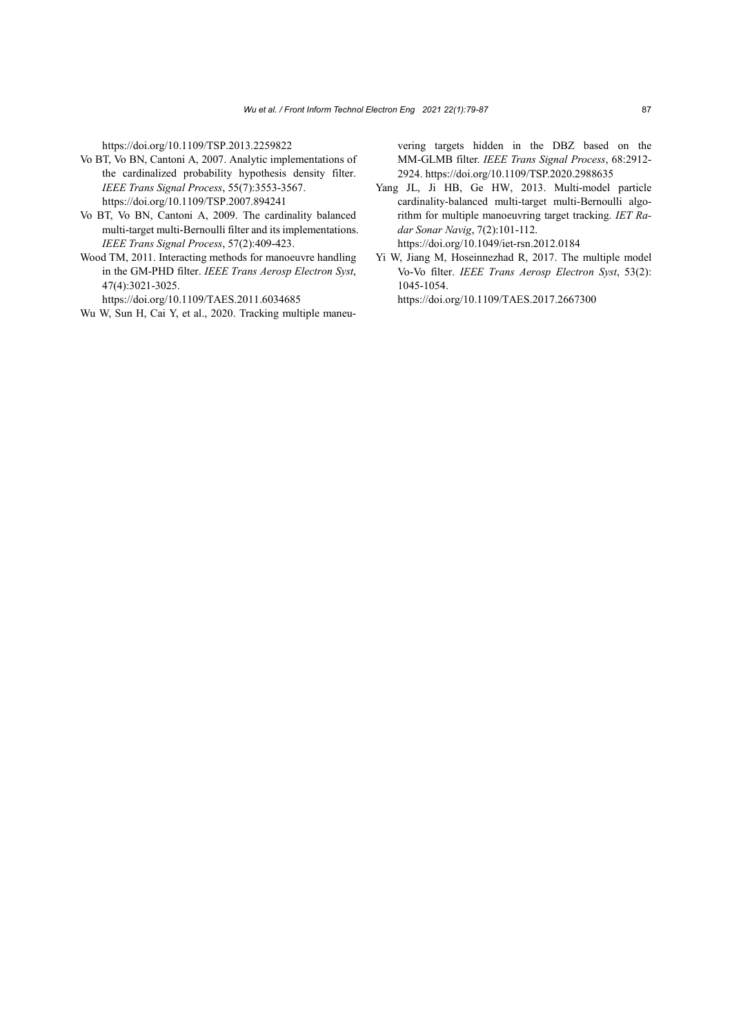https://doi.org/10.1109/TSP.2013.2259822

Vo BT, Vo BN, Cantoni A, 2007. Analytic implementations of the cardinalized probability hypothesis density filter. *IEEE Trans Signal Process*, 55(7):3553-3567. https://doi.org/10.1109/TSP.2007.894241

Vo BT, Vo BN, Cantoni A, 2009. The cardinality balanced multi-target multi-Bernoulli filter and its implementations. *IEEE Trans Signal Process*, 57(2):409-423.

Wood TM, 2011. Interacting methods for manoeuvre handling in the GM-PHD filter. *IEEE Trans Aerosp Electron Syst*, 47(4):3021-3025. https://doi.org/10.1109/TAES.2011.6034685

Wu W, Sun H, Cai Y, et al., 2020. Tracking multiple maneuvering targets hidden in the DBZ based on the MM-GLMB filter. *IEEE Trans Signal Process*, 68:2912-2924. https://doi.org/10.1109/TSP.2020.2988635

Yang JL, Ji HB, Ge HW, 2013. Multi-model particle cardinality-balanced multi-target multi-Bernoulli algorithm for multiple manoeuvring target tracking. *IET Radar Sonar Navig*, 7(2):101-112. https://doi.org/10.1049/iet-rsn.2012.0184

Yi W, Jiang M, Hoseinnezhad R, 2017. The multiple model Vo-Vo filter. *IEEE Trans Aerosp Electron Syst*, 53(2): 1045-1054. https://doi.org/10.1109/TAES.2017.2667300